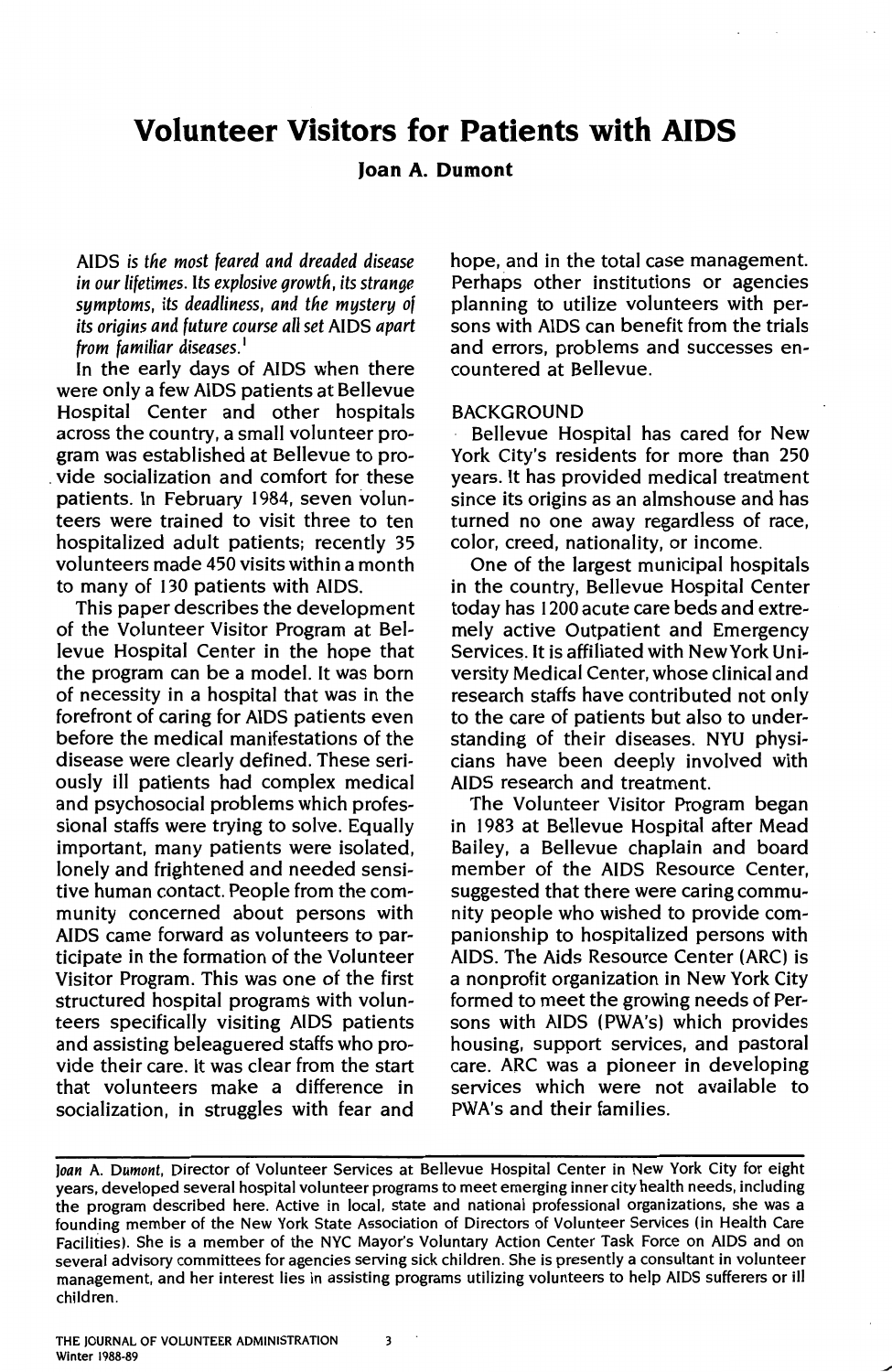# Volunteer Visitors for Patients with AIDS

**Joan A. Dumont**

*AIDS is the most feared and dreaded disease in our lifetimes. Its explosive growth, its strange symptoms, its deadliness, and the mystery of its origins and future course all set AIDS apart from familiar diseases.*[1]

In the early days of AIDS when there were only a few AIDS patients at Bellevue Hospital Center and other hospitals across the country, a small volunteer program was established at Bellevue to provide socialization and comfort for these patients. In February 1984, seven volunteers were trained to visit three to ten hospitalized adult patients; recently 35 volunteers made 450 visits within a month to many of 130 patients with AIDS.

This paper describes the development of the Volunteer Visitor Program at Bellevue Hospital Center in the hope that the program can be a model. It was born of necessity in a hospital that was in the forefront of caring for AIDS patients even before the medical manifestations of the disease were clearly defined. These seriously ill patients had complex medical and psychosocial problems which professional staffs were trying to solve. Equally important, many patients were isolated, lonely and frightened and needed sensitive human contact. People from the community concerned about persons with AIDS came forward as volunteers to participate in the formation of the Volunteer Visitor Program. This was one of the first structured hospital programs with volunteers specifically visiting AIDS patients and assisting beleaguered staffs who provide their care. It was clear from the start that volunteers make a difference in socialization, in struggles with fear and hope, and in the total case management. Perhaps other institutions or agencies planning to utilize volunteers with persons with AIDS can benefit from the trials and errors, problems and successes encountered at Bellevue.

## BACKGROUND

Bellevue Hospital has cared for New York City's residents for more than 250 years. It has provided medical treatment since its origins as an almshouse and has turned no one away regardless of race, color, creed, nationality, or income.

One of the largest municipal hospitals in the country, Bellevue Hospital Center today has 1200 acute care beds and extremely active Outpatient and Emergency Services. It is affiliated with New York University Medical Center, whose clinical and research staffs have contributed not only to the care of patients but also to understanding of their diseases. NYU physicians have been deeply involved with AIDS research and treatment.

The Volunteer Visitor Program began in 1983 at Bellevue Hospital after Mead Bailey, a Bellevue chaplain and board member of the AIDS Resource Center, suggested that there were caring community people who wished to provide companionship to hospitalized persons with AIDS. The Aids Resource Center (ARC) is a nonprofit organization in New York City formed to meet the growing needs of Persons with AIDS (PWA's) which provides housing, support services, and pastoral care. ARC was a pioneer in developing services which were not available to PWA's and their families.

---

*Joan A. Dumont*, Director of Volunteer Services at Bellevue Hospital Center in New York City for eight years, developed several hospital volunteer programs to meet emerging inner city health needs, including the program described here. Active in local, state and national professional organizations, she was a founding member of the New York State Association of Directors of Volunteer Services (in Health Care Facilities). She is a member of the NYC Mayor's Voluntary Action Center Task Force on AIDS and on several advisory committees for agencies serving sick children. She is presently a consultant in volunteer management, and her interest lies in assisting programs utilizing volunteers to help AIDS sufferers or ill children.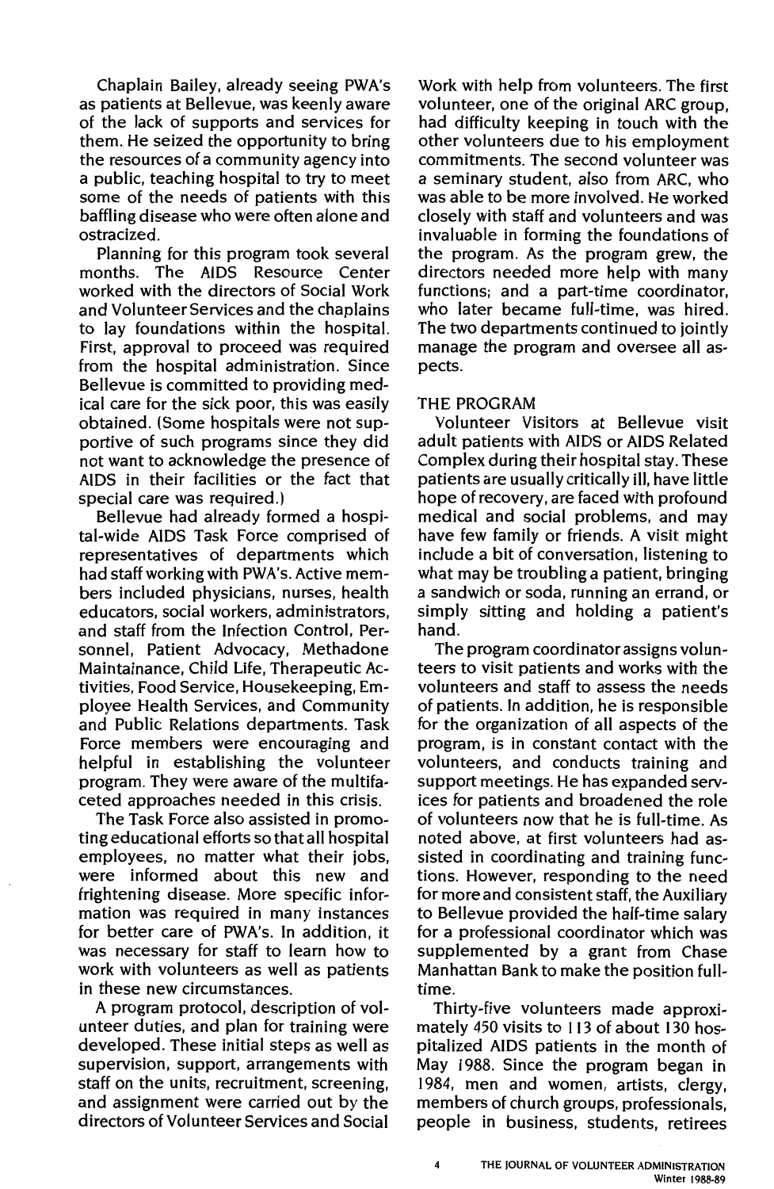Chaplain Bailey, already seeing PWA's as patients at Bellevue, was keenly aware of the lack of supports and services for them. He seized the opportunity to bring the resources of a community agency into a public, teaching hospital to try to meet some of the needs of patients with this baffling disease who were often alone and ostracized.

Planning for this program took several months. The AIDS Resource Center worked with the directors of Social Work and Volunteer Services and the chaplains to lay foundations within the hospital. First, approval to proceed was required from the hospital administration. Since Bellevue is committed to providing medical care for the sick poor, this was easily obtained. (Some hospitals were not supportive of such programs since they did not want to acknowledge the presence of AIDS in their facilities or the fact that special care was required.)

Bellevue had already formed a hospital-wide AIDS Task Force comprised of representatives of departments which had staff working with PWA's. Active members included physicians, nurses, health educators, social workers, administrators, and staff from the Infection Control, Personnel, Patient Advocacy, Methadone Maintainance, Child Life, Therapeutic Activities, Food Service, Housekeeping, Employee Health Services, and Community and Public Relations departments. Task Force members were encouraging and helpful in establishing the volunteer program. They were aware of the multifaceted approaches needed in this crisis.

The Task Force also assisted in promoting educational efforts so that all hospital employees, no matter what their jobs, were informed about this new and frightening disease. More specific information was required in many instances for better care of PWA's. In addition, it was necessary for staff to learn how to work with volunteers as well as patients in these new circumstances.

A program protocol, description of volunteer duties, and plan for training were developed. These initial steps as well as supervision, support, arrangements with staff on the units, recruitment, screening, and assignment were carried out by the directors of Volunteer Services and Social Work with help from volunteers. The first volunteer, one of the original ARC group, had difficulty keeping in touch with the other volunteers due to his employment commitments. The second volunteer was a seminary student, also from ARC, who was able to be more involved. He worked closely with staff and volunteers and was invaluable in forming the foundations of the program. As the program grew, the directors needed more help with many functions; and a part-time coordinator, who later became full-time, was hired. The two departments continued to jointly manage the program and oversee all aspects.

## THE PROGRAM

Volunteer Visitors at Bellevue visit adult patients with AIDS or AIDS Related Complex during their hospital stay. These patients are usually critically ill, have little hope of recovery, are faced with profound medical and social problems, and may have few family or friends. A visit might include a bit of conversation, listening to what may be troubling a patient, bringing a sandwich or soda, running an errand, or simply sitting and holding a patient's hand.

The program coordinator assigns volunteers to visit patients and works with the volunteers and staff to assess the needs of patients. In addition, he is responsible for the organization of all aspects of the program, is in constant contact with the volunteers, and conducts training and support meetings. He has expanded services for patients and broadened the role of volunteers now that he is full-time. As noted above, at first volunteers had assisted in coordinating and training functions. However, responding to the need for more and consistent staff, the Auxiliary to Bellevue provided the half-time salary for a professional coordinator which was supplemented by a grant from Chase Manhattan Bank to make the position full-time.

Thirty-five volunteers made approximately 450 visits to 113 of about 130 hospitalized AIDS patients in the month of May 1988. Since the program began in 1984, men and women, artists, clergy, members of church groups, professionals, people in business, students, retirees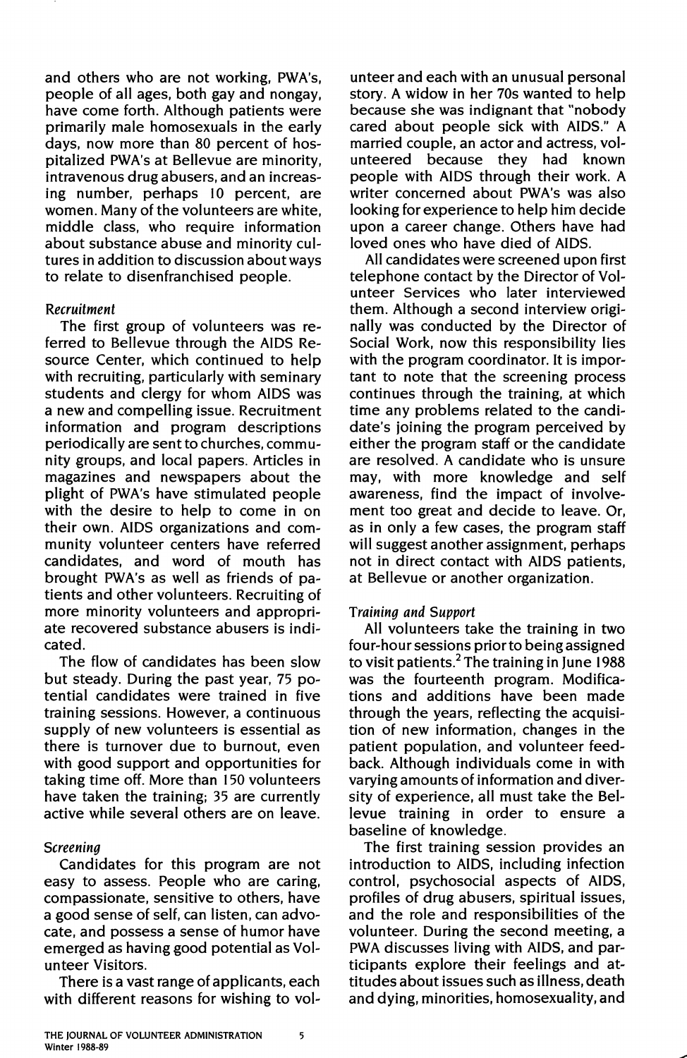and others who are not working, PWA's, people of all ages, both gay and nongay, have come forth. Although patients were primarily male homosexuals in the early days, now more than 80 percent of hospitalized PWA's at Bellevue are minority, intravenous drug abusers, and an increasing number, perhaps 10 percent, are women. Many of the volunteers are white, middle class, who require information about substance abuse and minority cultures in addition to discussion about ways to relate to disenfranchised people.

*Recruitment*

The first group of volunteers was referred to Bellevue through the AIDS Resource Center, which continued to help with recruiting, particularly with seminary students and clergy for whom AIDS was a new and compelling issue. Recruitment information and program descriptions periodically are sent to churches, community groups, and local papers. Articles in magazines and newspapers about the plight of PWA's have stimulated people with the desire to help to come in on their own. AIDS organizations and community volunteer centers have referred candidates, and word of mouth has brought PWA's as well as friends of patients and other volunteers. Recruiting of more minority volunteers and appropriate recovered substance abusers is indicated.

The flow of candidates has been slow but steady. During the past year, 75 potential candidates were trained in five training sessions. However, a continuous supply of new volunteers is essential as there is turnover due to burnout, even with good support and opportunities for taking time off. More than 150 volunteers have taken the training; 35 are currently active while several others are on leave.

*Screening*

Candidates for this program are not easy to assess. People who are caring, compassionate, sensitive to others, have a good sense of self, can listen, can advocate, and possess a sense of humor have emerged as having good potential as Volunteer Visitors.

There is a vast range of applicants, each with different reasons for wishing to volunteer and each with an unusual personal story. A widow in her 70s wanted to help because she was indignant that "nobody cared about people sick with AIDS." A married couple, an actor and actress, volunteered because they had known people with AIDS through their work. A writer concerned about PWA's was also looking for experience to help him decide upon a career change. Others have had loved ones who have died of AIDS.

All candidates were screened upon first telephone contact by the Director of Volunteer Services who later interviewed them. Although a second interview originally was conducted by the Director of Social Work, now this responsibility lies with the program coordinator. It is important to note that the screening process continues through the training, at which time any problems related to the candidate's joining the program perceived by either the program staff or the candidate are resolved. A candidate who is unsure may, with more knowledge and self awareness, find the impact of involvement too great and decide to leave. Or, as in only a few cases, the program staff will suggest another assignment, perhaps not in direct contact with AIDS patients, at Bellevue or another organization.

*Training and Support*

All volunteers take the training in two four-hour sessions prior to being assigned to visit patients.[2] The training in June 1988 was the fourteenth program. Modifications and additions have been made through the years, reflecting the acquisition of new information, changes in the patient population, and volunteer feedback. Although individuals come in with varying amounts of information and diversity of experience, all must take the Bellevue training in order to ensure a baseline of knowledge.

The first training session provides an introduction to AIDS, including infection control, psychosocial aspects of AIDS, profiles of drug abusers, spiritual issues, and the role and responsibilities of the volunteer. During the second meeting, a PWA discusses living with AIDS, and participants explore their feelings and attitudes about issues such as illness, death and dying, minorities, homosexuality, and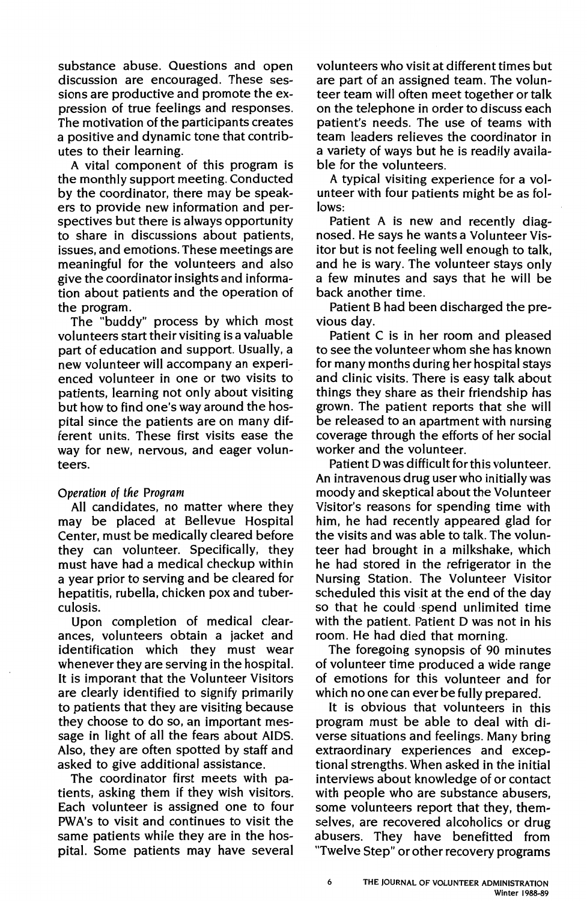substance abuse. Questions and open discussion are encouraged. These sessions are productive and promote the expression of true feelings and responses. The motivation of the participants creates a positive and dynamic tone that contributes to their learning.

A vital component of this program is the monthly support meeting. Conducted by the coordinator, there may be speakers to provide new information and perspectives but there is always opportunity to share in discussions about patients, issues, and emotions. These meetings are meaningful for the volunteers and also give the coordinator insights and information about patients and the operation of the program.

The "buddy" process by which most volunteers start their visiting is a valuable part of education and support. Usually, a new volunteer will accompany an experienced volunteer in one or two visits to patients, learning not only about visiting but how to find one's way around the hospital since the patients are on many different units. These first visits ease the way for new, nervous, and eager volunteers.

*Operation of the Program*

All candidates, no matter where they may be placed at Bellevue Hospital Center, must be medically cleared before they can volunteer. Specifically, they must have had a medical checkup within a year prior to serving and be cleared for hepatitis, rubella, chicken pox and tuberculosis.

Upon completion of medical clearances, volunteers obtain a jacket and identification which they must wear whenever they are serving in the hospital. It is imporant that the Volunteer Visitors are clearly identified to signify primarily to patients that they are visiting because they choose to do so, an important message in light of all the fears about AIDS. Also, they are often spotted by staff and asked to give additional assistance.

The coordinator first meets with patients, asking them if they wish visitors. Each volunteer is assigned one to four PWA's to visit and continues to visit the same patients while they are in the hospital. Some patients may have several volunteers who visit at different times but are part of an assigned team. The volunteer team will often meet together or talk on the telephone in order to discuss each patient's needs. The use of teams with team leaders relieves the coordinator in a variety of ways but he is readily available for the volunteers.

A typical visiting experience for a volunteer with four patients might be as follows:

Patient A is new and recently diagnosed. He says he wants a Volunteer Visitor but is not feeling well enough to talk, and he is wary. The volunteer stays only a few minutes and says that he will be back another time.

Patient B had been discharged the previous day.

Patient C is in her room and pleased to see the volunteer whom she has known for many months during her hospital stays and clinic visits. There is easy talk about things they share as their friendship has grown. The patient reports that she will be released to an apartment with nursing coverage through the efforts of her social worker and the volunteer.

Patient D was difficult for this volunteer. An intravenous drug user who initially was moody and skeptical about the Volunteer Visitor's reasons for spending time with him, he had recently appeared glad for the visits and was able to talk. The volunteer had brought in a milkshake, which he had stored in the refrigerator in the Nursing Station. The Volunteer Visitor scheduled this visit at the end of the day so that he could spend unlimited time with the patient. Patient D was not in his room. He had died that morning.

The foregoing synopsis of 90 minutes of volunteer time produced a wide range of emotions for this volunteer and for which no one can ever be fully prepared.

It is obvious that volunteers in this program must be able to deal with diverse situations and feelings. Many bring extraordinary experiences and exceptional strengths. When asked in the initial interviews about knowledge of or contact with people who are substance abusers, some volunteers report that they, themselves, are recovered alcoholics or drug abusers. They have benefitted from "Twelve Step" or other recovery programs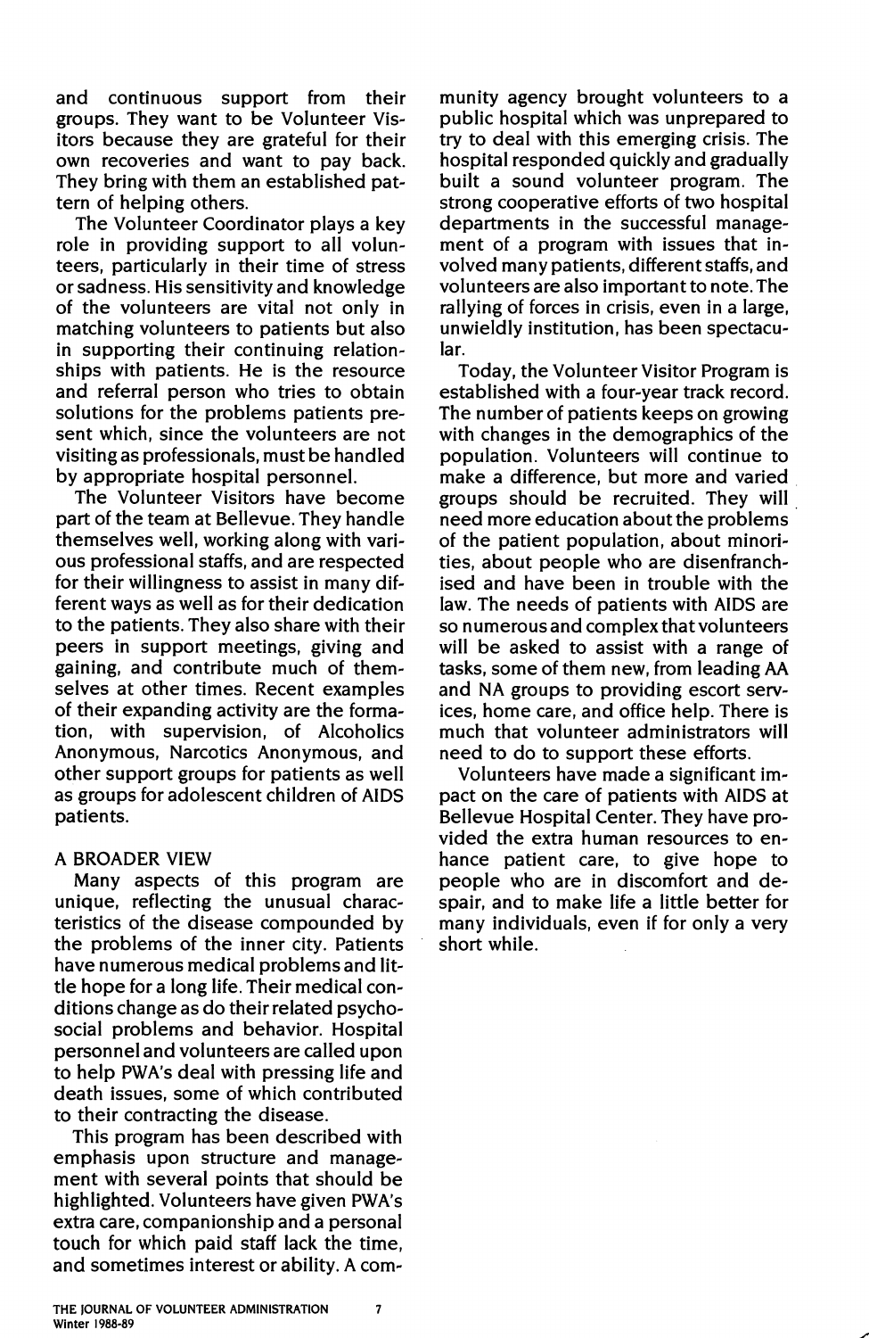and continuous support from their groups. They want to be Volunteer Visitors because they are grateful for their own recoveries and want to pay back. They bring with them an established pattern of helping others.

The Volunteer Coordinator plays a key role in providing support to all volunteers, particularly in their time of stress or sadness. His sensitivity and knowledge of the volunteers are vital not only in matching volunteers to patients but also in supporting their continuing relationships with patients. He is the resource and referral person who tries to obtain solutions for the problems patients present which, since the volunteers are not visiting as professionals, must be handled by appropriate hospital personnel.

The Volunteer Visitors have become part of the team at Bellevue. They handle themselves well, working along with various professional staffs, and are respected for their willingness to assist in many different ways as well as for their dedication to the patients. They also share with their peers in support meetings, giving and gaining, and contribute much of themselves at other times. Recent examples of their expanding activity are the formation, with supervision, of Alcoholics Anonymous, Narcotics Anonymous, and other support groups for patients as well as groups for adolescent children of AIDS patients.

## A BROADER VIEW

Many aspects of this program are unique, reflecting the unusual characteristics of the disease compounded by the problems of the inner city. Patients have numerous medical problems and little hope for a long life. Their medical conditions change as do their related psychosocial problems and behavior. Hospital personnel and volunteers are called upon to help PWA's deal with pressing life and death issues, some of which contributed to their contracting the disease.

This program has been described with emphasis upon structure and management with several points that should be highlighted. Volunteers have given PWA's extra care, companionship and a personal touch for which paid staff lack the time, and sometimes interest or ability. A community agency brought volunteers to a public hospital which was unprepared to try to deal with this emerging crisis. The hospital responded quickly and gradually built a sound volunteer program. The strong cooperative efforts of two hospital departments in the successful management of a program with issues that involved many patients, different staffs, and volunteers are also important to note. The rallying of forces in crisis, even in a large, unwieldly institution, has been spectacular.

Today, the Volunteer Visitor Program is established with a four-year track record. The number of patients keeps on growing with changes in the demographics of the population. Volunteers will continue to make a difference, but more and varied groups should be recruited. They will need more education about the problems of the patient population, about minorities, about people who are disenfranchised and have been in trouble with the law. The needs of patients with AIDS are so numerous and complex that volunteers will be asked to assist with a range of tasks, some of them new, from leading AA and NA groups to providing escort services, home care, and office help. There is much that volunteer administrators will need to do to support these efforts.

Volunteers have made a significant impact on the care of patients with AIDS at Bellevue Hospital Center. They have provided the extra human resources to enhance patient care, to give hope to people who are in discomfort and despair, and to make life a little better for many individuals, even if for only a very short while.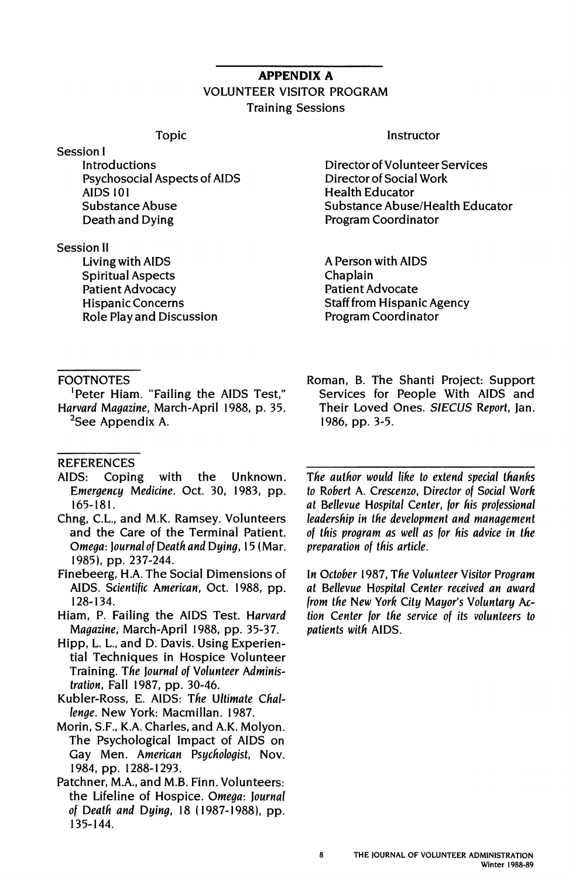## APPENDIX A

### VOLUNTEER VISITOR PROGRAM

Training Sessions

| Topic | Instructor |
|---|---|
| **Session I** | |
| Introductions | Director of Volunteer Services |
| Psychosocial Aspects of AIDS | Director of Social Work |
| AIDS 101 | Health Educator |
| Substance Abuse | Substance Abuse/Health Educator |
| Death and Dying | Program Coordinator |
| **Session II** | |
| Living with AIDS | A Person with AIDS |
| Spiritual Aspects | Chaplain |
| Patient Advocacy | Patient Advocate |
| Hispanic Concerns | Staff from Hispanic Agency |
| Role Play and Discussion | Program Coordinator |

### FOOTNOTES

[1]Peter Hiam. "Failing the AIDS Test," *Harvard Magazine*, March-April 1988, p. 35.

[2]See Appendix A.

### REFERENCES

AIDS: Coping with the Unknown. *Emergency Medicine*. Oct. 30, 1983, pp. 165-181.

Chng, C.L., and M.K. Ramsey. Volunteers and the Care of the Terminal Patient. *Omega: Journal of Death and Dying*, 15 (Mar. 1985), pp. 237-244.

Finebeerg, H.A. The Social Dimensions of AIDS. *Scientific American*, Oct. 1988, pp. 128-134.

Hiam, P. Failing the AIDS Test. *Harvard Magazine*, March-April 1988, pp. 35-37.

Hipp, L. L., and D. Davis. Using Experiential Techniques in Hospice Volunteer Training. *The Journal of Volunteer Administration*, Fall 1987, pp. 30-46.

Kubler-Ross, E. AIDS: *The Ultimate Challenge*. New York: Macmillan. 1987.

Morin, S.F., K.A. Charles, and A.K. Molyon. The Psychological Impact of AIDS on Gay Men. *American Psychologist*, Nov. 1984, pp. 1288-1293.

Patchner, M.A., and M.B. Finn. Volunteers: the Lifeline of Hospice. *Omega: Journal of Death and Dying*, 18 (1987-1988), pp. 135-144.

Roman, B. The Shanti Project: Support Services for People With AIDS and Their Loved Ones. *SIECUS Report*, Jan. 1986, pp. 3-5.

---

*The author would like to extend special thanks to Robert A. Crescenzo, Director of Social Work at Bellevue Hospital Center, for his professional leadership in the development and management of this program as well as for his advice in the preparation of this article.*

*In October 1987, The Volunteer Visitor Program at Bellevue Hospital Center received an award from the New York City Mayor's Voluntary Action Center for the service of its volunteers to patients with AIDS.*